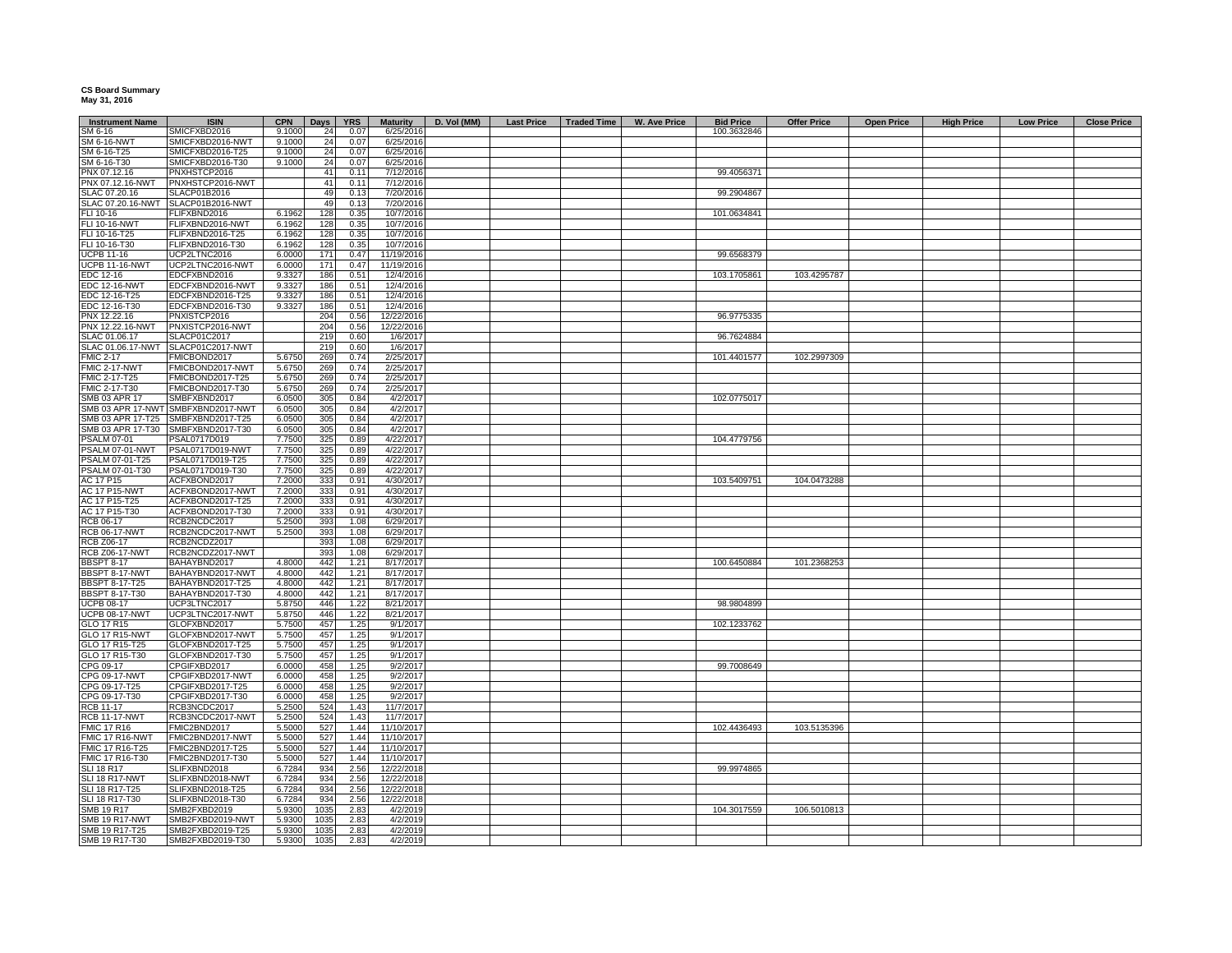**CS Board Summary**
**May 31, 2016**

| Instrument Name | ISIN | CPN | Days | YRS | Maturity | D. Vol (MM) | Last Price | Traded Time | W. Ave Price | Bid Price | Offer Price | Open Price | High Price | Low Price | Close Price |
|---|---|---|---|---|---|---|---|---|---|---|---|---|---|---|---|
| SM 6-16 | SMICFXBD2016 | 9.1000 | 24 | 0.07 | 6/25/2016 | | | | | 100.3632846 | | | | | |
| SM 6-16-NWT | SMICFXBD2016-NWT | 9.1000 | 24 | 0.07 | 6/25/2016 | | | | | | | | | | |
| SM 6-16-T25 | SMICFXBD2016-T25 | 9.1000 | 24 | 0.07 | 6/25/2016 | | | | | | | | | | |
| SM 6-16-T30 | SMICFXBD2016-T30 | 9.1000 | 24 | 0.07 | 6/25/2016 | | | | | | | | | | |
| PNX 07.12.16 | PNXHSTCP2016 | | 41 | 0.11 | 7/12/2016 | | | | | 99.4056371 | | | | | |
| PNX 07.12.16-NWT | PNXHSTCP2016-NWT | | 41 | 0.11 | 7/12/2016 | | | | | | | | | | |
| SLAC 07.20.16 | SLACP01B2016 | | 49 | 0.13 | 7/20/2016 | | | | | 99.2904867 | | | | | |
| SLAC 07.20.16-NWT | SLACP01B2016-NWT | | 49 | 0.13 | 7/20/2016 | | | | | | | | | | |
| FLI 10-16 | FLIFXBND2016 | 6.1962 | 128 | 0.35 | 10/7/2016 | | | | | 101.0634841 | | | | | |
| FLI 10-16-NWT | FLIFXBND2016-NWT | 6.1962 | 128 | 0.35 | 10/7/2016 | | | | | | | | | | |
| FLI 10-16-T25 | FLIFXBND2016-T25 | 6.1962 | 128 | 0.35 | 10/7/2016 | | | | | | | | | | |
| FLI 10-16-T30 | FLIFXBND2016-T30 | 6.1962 | 128 | 0.35 | 10/7/2016 | | | | | | | | | | |
| UCPB 11-16 | UCP2LTNC2016 | 6.0000 | 171 | 0.47 | 11/19/2016 | | | | | 99.6568379 | | | | | |
| UCPB 11-16-NWT | UCP2LTNC2016-NWT | 6.0000 | 171 | 0.47 | 11/19/2016 | | | | | | | | | | |
| EDC 12-16 | EDCFXBND2016 | 9.3327 | 186 | 0.51 | 12/4/2016 | | | | | 103.1705861 | 103.4295787 | | | | |
| EDC 12-16-NWT | EDCFXBND2016-NWT | 9.3327 | 186 | 0.51 | 12/4/2016 | | | | | | | | | | |
| EDC 12-16-T25 | EDCFXBND2016-T25 | 9.3327 | 186 | 0.51 | 12/4/2016 | | | | | | | | | | |
| EDC 12-16-T30 | EDCFXBND2016-T30 | 9.3327 | 186 | 0.51 | 12/4/2016 | | | | | | | | | | |
| PNX 12.22.16 | PNXISTCP2016 | | 204 | 0.56 | 12/22/2016 | | | | | 96.9775335 | | | | | |
| PNX 12.22.16-NWT | PNXISTCP2016-NWT | | 204 | 0.56 | 12/22/2016 | | | | | | | | | | |
| SLAC 01.06.17 | SLACP01C2017 | | 219 | 0.60 | 1/6/2017 | | | | | 96.7624884 | | | | | |
| SLAC 01.06.17-NWT | SLACP01C2017-NWT | | 219 | 0.60 | 1/6/2017 | | | | | | | | | | |
| FMIC 2-17 | FMICBOND2017 | 5.6750 | 269 | 0.74 | 2/25/2017 | | | | | 101.4401577 | 102.2997309 | | | | |
| FMIC 2-17-NWT | FMICBOND2017-NWT | 5.6750 | 269 | 0.74 | 2/25/2017 | | | | | | | | | | |
| FMIC 2-17-T25 | FMICBOND2017-T25 | 5.6750 | 269 | 0.74 | 2/25/2017 | | | | | | | | | | |
| FMIC 2-17-T30 | FMICBOND2017-T30 | 5.6750 | 269 | 0.74 | 2/25/2017 | | | | | | | | | | |
| SMB 03 APR 17 | SMBFXBND2017 | 6.0500 | 305 | 0.84 | 4/2/2017 | | | | | 102.0775017 | | | | | |
| SMB 03 APR 17-NWT | SMBFXBND2017-NWT | 6.0500 | 305 | 0.84 | 4/2/2017 | | | | | | | | | | |
| SMB 03 APR 17-T25 | SMBFXBND2017-T25 | 6.0500 | 305 | 0.84 | 4/2/2017 | | | | | | | | | | |
| SMB 03 APR 17-T30 | SMBFXBND2017-T30 | 6.0500 | 305 | 0.84 | 4/2/2017 | | | | | | | | | | |
| PSALM 07-01 | PSAL0717D019 | 7.7500 | 325 | 0.89 | 4/22/2017 | | | | | 104.4779756 | | | | | |
| PSALM 07-01-NWT | PSAL0717D019-NWT | 7.7500 | 325 | 0.89 | 4/22/2017 | | | | | | | | | | |
| PSALM 07-01-T25 | PSAL0717D019-T25 | 7.7500 | 325 | 0.89 | 4/22/2017 | | | | | | | | | | |
| PSALM 07-01-T30 | PSAL0717D019-T30 | 7.7500 | 325 | 0.89 | 4/22/2017 | | | | | | | | | | |
| AC 17 P15 | ACFXBOND2017 | 7.2000 | 333 | 0.91 | 4/30/2017 | | | | | 103.5409751 | 104.0473288 | | | | |
| AC 17 P15-NWT | ACFXBOND2017-NWT | 7.2000 | 333 | 0.91 | 4/30/2017 | | | | | | | | | | |
| AC 17 P15-T25 | ACFXBOND2017-T25 | 7.2000 | 333 | 0.91 | 4/30/2017 | | | | | | | | | | |
| AC 17 P15-T30 | ACFXBOND2017-T30 | 7.2000 | 333 | 0.91 | 4/30/2017 | | | | | | | | | | |
| RCB 06-17 | RCB2NCDC2017 | 5.2500 | 393 | 1.08 | 6/29/2017 | | | | | | | | | | |
| RCB 06-17-NWT | RCB2NCDC2017-NWT | 5.2500 | 393 | 1.08 | 6/29/2017 | | | | | | | | | | |
| RCB Z06-17 | RCB2NCDZ2017 | | 393 | 1.08 | 6/29/2017 | | | | | | | | | | |
| RCB Z06-17-NWT | RCB2NCDZ2017-NWT | | 393 | 1.08 | 6/29/2017 | | | | | | | | | | |
| BBSPT 8-17 | BAHAYBND2017 | 4.8000 | 442 | 1.21 | 8/17/2017 | | | | | 100.6450884 | 101.2368253 | | | | |
| BBSPT 8-17-NWT | BAHAYBND2017-NWT | 4.8000 | 442 | 1.21 | 8/17/2017 | | | | | | | | | | |
| BBSPT 8-17-T25 | BAHAYBND2017-T25 | 4.8000 | 442 | 1.21 | 8/17/2017 | | | | | | | | | | |
| BBSPT 8-17-T30 | BAHAYBND2017-T30 | 4.8000 | 442 | 1.21 | 8/17/2017 | | | | | | | | | | |
| UCPB 08-17 | UCP3LTNC2017 | 5.8750 | 446 | 1.22 | 8/21/2017 | | | | | 98.9804899 | | | | | |
| UCPB 08-17-NWT | UCP3LTNC2017-NWT | 5.8750 | 446 | 1.22 | 8/21/2017 | | | | | | | | | | |
| GLO 17 R15 | GLOFXBND2017 | 5.7500 | 457 | 1.25 | 9/1/2017 | | | | | 102.1233762 | | | | | |
| GLO 17 R15-NWT | GLOFXBND2017-NWT | 5.7500 | 457 | 1.25 | 9/1/2017 | | | | | | | | | | |
| GLO 17 R15-T25 | GLOFXBND2017-T25 | 5.7500 | 457 | 1.25 | 9/1/2017 | | | | | | | | | | |
| GLO 17 R15-T30 | GLOFXBND2017-T30 | 5.7500 | 457 | 1.25 | 9/1/2017 | | | | | | | | | | |
| CPG 09-17 | CPGIFXBD2017 | 6.0000 | 458 | 1.25 | 9/2/2017 | | | | | 99.7008649 | | | | | |
| CPG 09-17-NWT | CPGIFXBD2017-NWT | 6.0000 | 458 | 1.25 | 9/2/2017 | | | | | | | | | | |
| CPG 09-17-T25 | CPGIFXBD2017-T25 | 6.0000 | 458 | 1.25 | 9/2/2017 | | | | | | | | | | |
| CPG 09-17-T30 | CPGIFXBD2017-T30 | 6.0000 | 458 | 1.25 | 9/2/2017 | | | | | | | | | | |
| RCB 11-17 | RCB3NCDC2017 | 5.2500 | 524 | 1.43 | 11/7/2017 | | | | | | | | | | |
| RCB 11-17-NWT | RCB3NCDC2017-NWT | 5.2500 | 524 | 1.43 | 11/7/2017 | | | | | | | | | | |
| FMIC 17 R16 | FMIC2BND2017 | 5.5000 | 527 | 1.44 | 11/10/2017 | | | | | 102.4436493 | 103.5135396 | | | | |
| FMIC 17 R16-NWT | FMIC2BND2017-NWT | 5.5000 | 527 | 1.44 | 11/10/2017 | | | | | | | | | | |
| FMIC 17 R16-T25 | FMIC2BND2017-T25 | 5.5000 | 527 | 1.44 | 11/10/2017 | | | | | | | | | | |
| FMIC 17 R16-T30 | FMIC2BND2017-T30 | 5.5000 | 527 | 1.44 | 11/10/2017 | | | | | | | | | | |
| SLI 18 R17 | SLIFXBND2018 | 6.7284 | 934 | 2.56 | 12/22/2018 | | | | | 99.9974865 | | | | | |
| SLI 18 R17-NWT | SLIFXBND2018-NWT | 6.7284 | 934 | 2.56 | 12/22/2018 | | | | | | | | | | |
| SLI 18 R17-T25 | SLIFXBND2018-T25 | 6.7284 | 934 | 2.56 | 12/22/2018 | | | | | | | | | | |
| SLI 18 R17-T30 | SLIFXBND2018-T30 | 6.7284 | 934 | 2.56 | 12/22/2018 | | | | | | | | | | |
| SMB 19 R17 | SMB2FXBD2019 | 5.9300 | 1035 | 2.83 | 4/2/2019 | | | | | 104.3017559 | 106.5010813 | | | | |
| SMB 19 R17-NWT | SMB2FXBD2019-NWT | 5.9300 | 1035 | 2.83 | 4/2/2019 | | | | | | | | | | |
| SMB 19 R17-T25 | SMB2FXBD2019-T25 | 5.9300 | 1035 | 2.83 | 4/2/2019 | | | | | | | | | | |
| SMB 19 R17-T30 | SMB2FXBD2019-T30 | 5.9300 | 1035 | 2.83 | 4/2/2019 | | | | | | | | | | |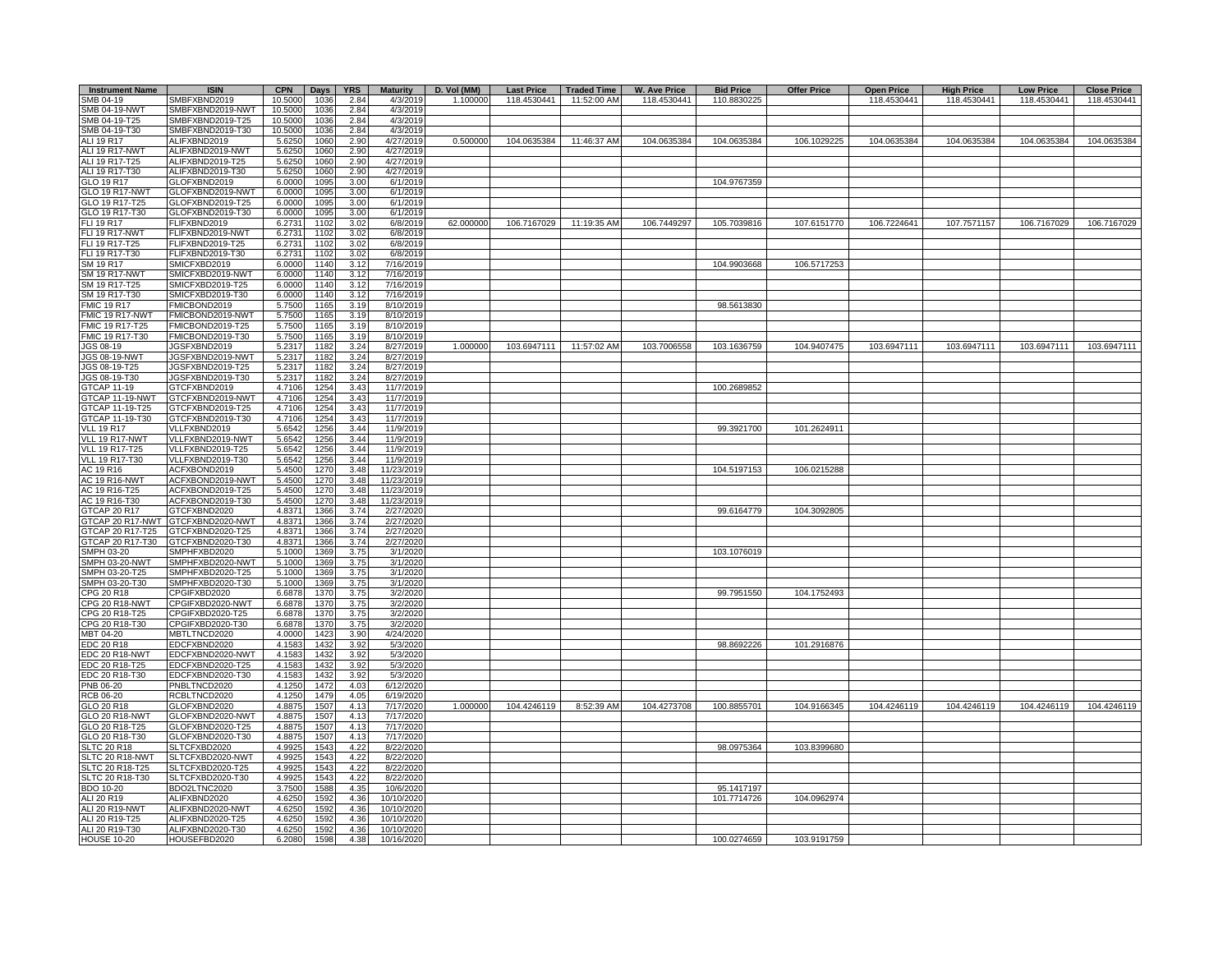| Instrument Name | ISIN | CPN | Days | YRS | Maturity | D. Vol (MM) | Last Price | Traded Time | W. Ave Price | Bid Price | Offer Price | Open Price | High Price | Low Price | Close Price |
|---|---|---|---|---|---|---|---|---|---|---|---|---|---|---|---|
| SMB 04-19 | SMBFXBND2019 | 10.5000 | 1036 | 2.84 | 4/3/2019 | 1.100000 | 118.4530441 | 11:52:00 AM | 118.4530441 | 110.8830225 | | 118.4530441 | 118.4530441 | 118.4530441 | 118.4530441 |
| SMB 04-19-NWT | SMBFXBND2019-NWT | 10.5000 | 1036 | 2.84 | 4/3/2019 | | | | | | | | | | |
| SMB 04-19-T25 | SMBFXBND2019-T25 | 10.5000 | 1036 | 2.84 | 4/3/2019 | | | | | | | | | | |
| SMB 04-19-T30 | SMBFXBND2019-T30 | 10.5000 | 1036 | 2.84 | 4/3/2019 | | | | | | | | | | |
| ALI 19 R17 | ALIFXBND2019 | 5.6250 | 1060 | 2.90 | 4/27/2019 | 0.500000 | 104.0635384 | 11:46:37 AM | 104.0635384 | 104.0635384 | 106.1029225 | 104.0635384 | 104.0635384 | 104.0635384 | 104.0635384 |
| ALI 19 R17-NWT | ALIFXBND2019-NWT | 5.6250 | 1060 | 2.90 | 4/27/2019 | | | | | | | | | | |
| ALI 19 R17-T25 | ALIFXBND2019-T25 | 5.6250 | 1060 | 2.90 | 4/27/2019 | | | | | | | | | | |
| ALI 19 R17-T30 | ALIFXBND2019-T30 | 5.6250 | 1060 | 2.90 | 4/27/2019 | | | | | | | | | | |
| GLO 19 R17 | GLOFXBND2019 | 6.0000 | 1095 | 3.00 | 6/1/2019 | | | | | 104.9767359 | | | | | |
| GLO 19 R17-NWT | GLOFXBND2019-NWT | 6.0000 | 1095 | 3.00 | 6/1/2019 | | | | | | | | | | |
| GLO 19 R17-T25 | GLOFXBND2019-T25 | 6.0000 | 1095 | 3.00 | 6/1/2019 | | | | | | | | | | |
| GLO 19 R17-T30 | GLOFXBND2019-T30 | 6.0000 | 1095 | 3.00 | 6/1/2019 | | | | | | | | | | |
| FLI 19 R17 | FLIFXBND2019 | 6.2731 | 1102 | 3.02 | 6/8/2019 | 62.000000 | 106.7167029 | 11:19:35 AM | 106.7449297 | 105.7039816 | 107.6151770 | 106.7224641 | 107.7571157 | 106.7167029 | 106.7167029 |
| FLI 19 R17-NWT | FLIFXBND2019-NWT | 6.2731 | 1102 | 3.02 | 6/8/2019 | | | | | | | | | | |
| FLI 19 R17-T25 | FLIFXBND2019-T25 | 6.2731 | 1102 | 3.02 | 6/8/2019 | | | | | | | | | | |
| FLI 19 R17-T30 | FLIFXBND2019-T30 | 6.2731 | 1102 | 3.02 | 6/8/2019 | | | | | | | | | | |
| SM 19 R17 | SMICFXBD2019 | 6.0000 | 1140 | 3.12 | 7/16/2019 | | | | | 104.9903668 | 106.5717253 | | | | |
| SM 19 R17-NWT | SMICFXBD2019-NWT | 6.0000 | 1140 | 3.12 | 7/16/2019 | | | | | | | | | | |
| SM 19 R17-T25 | SMICFXBD2019-T25 | 6.0000 | 1140 | 3.12 | 7/16/2019 | | | | | | | | | | |
| SM 19 R17-T30 | SMICFXBD2019-T30 | 6.0000 | 1140 | 3.12 | 7/16/2019 | | | | | | | | | | |
| FMIC 19 R17 | FMICBOND2019 | 5.7500 | 1165 | 3.19 | 8/10/2019 | | | | | 98.5613830 | | | | | |
| FMIC 19 R17-NWT | FMICBOND2019-NWT | 5.7500 | 1165 | 3.19 | 8/10/2019 | | | | | | | | | | |
| FMIC 19 R17-T25 | FMICBOND2019-T25 | 5.7500 | 1165 | 3.19 | 8/10/2019 | | | | | | | | | | |
| FMIC 19 R17-T30 | FMICBOND2019-T30 | 5.7500 | 1165 | 3.19 | 8/10/2019 | | | | | | | | | | |
| JGS 08-19 | JGSFXBND2019 | 5.2317 | 1182 | 3.24 | 8/27/2019 | 1.000000 | 103.6947111 | 11:57:02 AM | 103.7006558 | 103.1636759 | 104.9407475 | 103.6947111 | 103.6947111 | 103.6947111 | 103.6947111 |
| JGS 08-19-NWT | JGSFXBND2019-NWT | 5.2317 | 1182 | 3.24 | 8/27/2019 | | | | | | | | | | |
| JGS 08-19-T25 | JGSFXBND2019-T25 | 5.2317 | 1182 | 3.24 | 8/27/2019 | | | | | | | | | | |
| JGS 08-19-T30 | JGSFXBND2019-T30 | 5.2317 | 1182 | 3.24 | 8/27/2019 | | | | | | | | | | |
| GTCAP 11-19 | GTCFXBND2019 | 4.7106 | 1254 | 3.43 | 11/7/2019 | | | | | 100.2689852 | | | | | |
| GTCAP 11-19-NWT | GTCFXBND2019-NWT | 4.7106 | 1254 | 3.43 | 11/7/2019 | | | | | | | | | | |
| GTCAP 11-19-T25 | GTCFXBND2019-T25 | 4.7106 | 1254 | 3.43 | 11/7/2019 | | | | | | | | | | |
| GTCAP 11-19-T30 | GTCFXBND2019-T30 | 4.7106 | 1254 | 3.43 | 11/7/2019 | | | | | | | | | | |
| VLL 19 R17 | VLLFXBND2019 | 5.6542 | 1256 | 3.44 | 11/9/2019 | | | | | 99.3921700 | 101.2624911 | | | | |
| VLL 19 R17-NWT | VLLFXBND2019-NWT | 5.6542 | 1256 | 3.44 | 11/9/2019 | | | | | | | | | | |
| VLL 19 R17-T25 | VLLFXBND2019-T25 | 5.6542 | 1256 | 3.44 | 11/9/2019 | | | | | | | | | | |
| VLL 19 R17-T30 | VLLFXBND2019-T30 | 5.6542 | 1256 | 3.44 | 11/9/2019 | | | | | | | | | | |
| AC 19 R16 | ACFXBOND2019 | 5.4500 | 1270 | 3.48 | 11/23/2019 | | | | | 104.5197153 | 106.0215288 | | | | |
| AC 19 R16-NWT | ACFXBOND2019-NWT | 5.4500 | 1270 | 3.48 | 11/23/2019 | | | | | | | | | | |
| AC 19 R16-T25 | ACFXBOND2019-T25 | 5.4500 | 1270 | 3.48 | 11/23/2019 | | | | | | | | | | |
| AC 19 R16-T30 | ACFXBOND2019-T30 | 5.4500 | 1270 | 3.48 | 11/23/2019 | | | | | | | | | | |
| GTCAP 20 R17 | GTCFXBND2020 | 4.8371 | 1366 | 3.74 | 2/27/2020 | | | | | 99.6164779 | 104.3092805 | | | | |
| GTCAP 20 R17-NWT | GTCFXBND2020-NWT | 4.8371 | 1366 | 3.74 | 2/27/2020 | | | | | | | | | | |
| GTCAP 20 R17-T25 | GTCFXBND2020-T25 | 4.8371 | 1366 | 3.74 | 2/27/2020 | | | | | | | | | | |
| GTCAP 20 R17-T30 | GTCFXBND2020-T30 | 4.8371 | 1366 | 3.74 | 2/27/2020 | | | | | | | | | | |
| SMPH 03-20 | SMPHFXBD2020 | 5.1000 | 1369 | 3.75 | 3/1/2020 | | | | | 103.1076019 | | | | | |
| SMPH 03-20-NWT | SMPHFXBD2020-NWT | 5.1000 | 1369 | 3.75 | 3/1/2020 | | | | | | | | | | |
| SMPH 03-20-T25 | SMPHFXBD2020-T25 | 5.1000 | 1369 | 3.75 | 3/1/2020 | | | | | | | | | | |
| SMPH 03-20-T30 | SMPHFXBD2020-T30 | 5.1000 | 1369 | 3.75 | 3/1/2020 | | | | | | | | | | |
| CPG 20 R18 | CPGIFXBD2020 | 6.6878 | 1370 | 3.75 | 3/2/2020 | | | | | 99.7951550 | 104.1752493 | | | | |
| CPG 20 R18-NWT | CPGIFXBD2020-NWT | 6.6878 | 1370 | 3.75 | 3/2/2020 | | | | | | | | | | |
| CPG 20 R18-T25 | CPGIFXBD2020-T25 | 6.6878 | 1370 | 3.75 | 3/2/2020 | | | | | | | | | | |
| CPG 20 R18-T30 | CPGIFXBD2020-T30 | 6.6878 | 1370 | 3.75 | 3/2/2020 | | | | | | | | | | |
| MBT 04-20 | MBTLTNCD2020 | 4.0000 | 1423 | 3.90 | 4/24/2020 | | | | | | | | | | |
| EDC 20 R18 | EDCFXBND2020 | 4.1583 | 1432 | 3.92 | 5/3/2020 | | | | | 98.8692226 | 101.2916876 | | | | |
| EDC 20 R18-NWT | EDCFXBND2020-NWT | 4.1583 | 1432 | 3.92 | 5/3/2020 | | | | | | | | | | |
| EDC 20 R18-T25 | EDCFXBND2020-T25 | 4.1583 | 1432 | 3.92 | 5/3/2020 | | | | | | | | | | |
| EDC 20 R18-T30 | EDCFXBND2020-T30 | 4.1583 | 1432 | 3.92 | 5/3/2020 | | | | | | | | | | |
| PNB 06-20 | PNBLTNCD2020 | 4.1250 | 1472 | 4.03 | 6/12/2020 | | | | | | | | | | |
| RCB 06-20 | RCBLTNCD2020 | 4.1250 | 1479 | 4.05 | 6/19/2020 | | | | | | | | | | |
| GLO 20 R18 | GLOFXBND2020 | 4.8875 | 1507 | 4.13 | 7/17/2020 | 1.000000 | 104.4246119 | 8:52:39 AM | 104.4273708 | 100.8855701 | 104.9166345 | 104.4246119 | 104.4246119 | 104.4246119 | 104.4246119 |
| GLO 20 R18-NWT | GLOFXBND2020-NWT | 4.8875 | 1507 | 4.13 | 7/17/2020 | | | | | | | | | | |
| GLO 20 R18-T25 | GLOFXBND2020-T25 | 4.8875 | 1507 | 4.13 | 7/17/2020 | | | | | | | | | | |
| GLO 20 R18-T30 | GLOFXBND2020-T30 | 4.8875 | 1507 | 4.13 | 7/17/2020 | | | | | | | | | | |
| SLTC 20 R18 | SLTCFXBD2020 | 4.9925 | 1543 | 4.22 | 8/22/2020 | | | | | 98.0975364 | 103.8399680 | | | | |
| SLTC 20 R18-NWT | SLTCFXBD2020-NWT | 4.9925 | 1543 | 4.22 | 8/22/2020 | | | | | | | | | | |
| SLTC 20 R18-T25 | SLTCFXBD2020-T25 | 4.9925 | 1543 | 4.22 | 8/22/2020 | | | | | | | | | | |
| SLTC 20 R18-T30 | SLTCFXBD2020-T30 | 4.9925 | 1543 | 4.22 | 8/22/2020 | | | | | | | | | | |
| BDO 10-20 | BDO2LTNC2020 | 3.7500 | 1588 | 4.35 | 10/6/2020 | | | | | 95.1417197 | | | | | |
| ALI 20 R19 | ALIFXBND2020 | 4.6250 | 1592 | 4.36 | 10/10/2020 | | | | | 101.7714726 | 104.0962974 | | | | |
| ALI 20 R19-NWT | ALIFXBND2020-NWT | 4.6250 | 1592 | 4.36 | 10/10/2020 | | | | | | | | | | |
| ALI 20 R19-T25 | ALIFXBND2020-T25 | 4.6250 | 1592 | 4.36 | 10/10/2020 | | | | | | | | | | |
| ALI 20 R19-T30 | ALIFXBND2020-T30 | 4.6250 | 1592 | 4.36 | 10/10/2020 | | | | | | | | | | |
| HOUSE 10-20 | HOUSEFBD2020 | 6.2080 | 1598 | 4.38 | 10/16/2020 | | | | | 100.0274659 | 103.9191759 | | | | |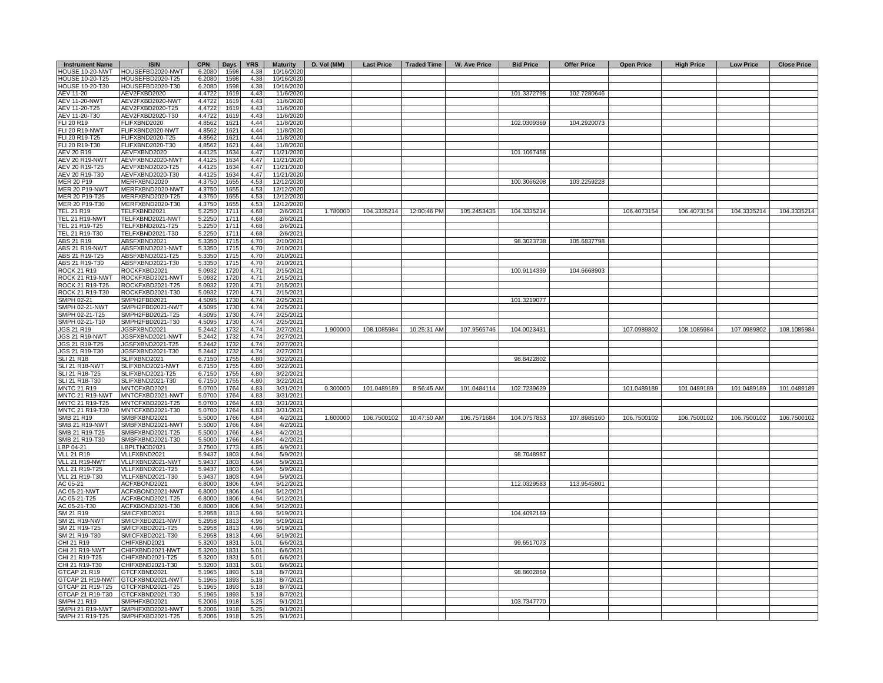| Instrument Name | ISIN | CPN | Days | YRS | Maturity | D. Vol (MM) | Last Price | Traded Time | W. Ave Price | Bid Price | Offer Price | Open Price | High Price | Low Price | Close Price |
|---|---|---|---|---|---|---|---|---|---|---|---|---|---|---|---|
| HOUSE 10-20-NWT | HOUSEFBD2020-NWT | 6.2080 | 1598 | 4.38 | 10/16/2020 | | | | | | | | | | |
| HOUSE 10-20-T25 | HOUSEFBD2020-T25 | 6.2080 | 1598 | 4.38 | 10/16/2020 | | | | | | | | | | |
| HOUSE 10-20-T30 | HOUSEFBD2020-T30 | 6.2080 | 1598 | 4.38 | 10/16/2020 | | | | | | | | | | |
| AEV 11-20 | AEV2FXBD2020 | 4.4722 | 1619 | 4.43 | 11/6/2020 | | | | | 101.3372798 | 102.7280646 | | | | |
| AEV 11-20-NWT | AEV2FXBD2020-NWT | 4.4722 | 1619 | 4.43 | 11/6/2020 | | | | | | | | | | |
| AEV 11-20-T25 | AEV2FXBD2020-T25 | 4.4722 | 1619 | 4.43 | 11/6/2020 | | | | | | | | | | |
| AEV 11-20-T30 | AEV2FXBD2020-T30 | 4.4722 | 1619 | 4.43 | 11/6/2020 | | | | | | | | | | |
| FLI 20 R19 | FLIFXBND2020 | 4.8562 | 1621 | 4.44 | 11/8/2020 | | | | | 102.0309369 | 104.2920073 | | | | |
| FLI 20 R19-NWT | FLIFXBND2020-NWT | 4.8562 | 1621 | 4.44 | 11/8/2020 | | | | | | | | | | |
| FLI 20 R19-T25 | FLIFXBND2020-T25 | 4.8562 | 1621 | 4.44 | 11/8/2020 | | | | | | | | | | |
| FLI 20 R19-T30 | FLIFXBND2020-T30 | 4.8562 | 1621 | 4.44 | 11/8/2020 | | | | | | | | | | |
| AEV 20 R19 | AEVFXBND2020 | 4.4125 | 1634 | 4.47 | 11/21/2020 | | | | | 101.1067458 | | | | | |
| AEV 20 R19-NWT | AEVFXBND2020-NWT | 4.4125 | 1634 | 4.47 | 11/21/2020 | | | | | | | | | | |
| AEV 20 R19-T25 | AEVFXBND2020-T25 | 4.4125 | 1634 | 4.47 | 11/21/2020 | | | | | | | | | | |
| AEV 20 R19-T30 | AEVFXBND2020-T30 | 4.4125 | 1634 | 4.47 | 11/21/2020 | | | | | | | | | | |
| MER 20 P19 | MERFXBND2020 | 4.3750 | 1655 | 4.53 | 12/12/2020 | | | | | 100.3066208 | 103.2259228 | | | | |
| MER 20 P19-NWT | MERFXBND2020-NWT | 4.3750 | 1655 | 4.53 | 12/12/2020 | | | | | | | | | | |
| MER 20 P19-T25 | MERFXBND2020-T25 | 4.3750 | 1655 | 4.53 | 12/12/2020 | | | | | | | | | | |
| MER 20 P19-T30 | MERFXBND2020-T30 | 4.3750 | 1655 | 4.53 | 12/12/2020 | | | | | | | | | | |
| TEL 21 R19 | TELFXBND2021 | 5.2250 | 1711 | 4.68 | 2/6/2021 | 1.780000 | 104.3335214 | 12:00:46 PM | 105.2453435 | 104.3335214 | | 106.4073154 | 106.4073154 | 104.3335214 | 104.3335214 |
| TEL 21 R19-NWT | TELFXBND2021-NWT | 5.2250 | 1711 | 4.68 | 2/6/2021 | | | | | | | | | | |
| TEL 21 R19-T25 | TELFXBND2021-T25 | 5.2250 | 1711 | 4.68 | 2/6/2021 | | | | | | | | | | |
| TEL 21 R19-T30 | TELFXBND2021-T30 | 5.2250 | 1711 | 4.68 | 2/6/2021 | | | | | | | | | | |
| ABS 21 R19 | ABSFXBND2021 | 5.3350 | 1715 | 4.70 | 2/10/2021 | | | | | 98.3023738 | 105.6837798 | | | | |
| ABS 21 R19-NWT | ABSFXBND2021-NWT | 5.3350 | 1715 | 4.70 | 2/10/2021 | | | | | | | | | | |
| ABS 21 R19-T25 | ABSFXBND2021-T25 | 5.3350 | 1715 | 4.70 | 2/10/2021 | | | | | | | | | | |
| ABS 21 R19-T30 | ABSFXBND2021-T30 | 5.3350 | 1715 | 4.70 | 2/10/2021 | | | | | | | | | | |
| ROCK 21 R19 | ROCKFXBD2021 | 5.0932 | 1720 | 4.71 | 2/15/2021 | | | | | 100.9114339 | 104.6668903 | | | | |
| ROCK 21 R19-NWT | ROCKFXBD2021-NWT | 5.0932 | 1720 | 4.71 | 2/15/2021 | | | | | | | | | | |
| ROCK 21 R19-T25 | ROCKFXBD2021-T25 | 5.0932 | 1720 | 4.71 | 2/15/2021 | | | | | | | | | | |
| ROCK 21 R19-T30 | ROCKFXBD2021-T30 | 5.0932 | 1720 | 4.71 | 2/15/2021 | | | | | | | | | | |
| SMPH 02-21 | SMPH2FBD2021 | 4.5095 | 1730 | 4.74 | 2/25/2021 | | | | | 101.3219077 | | | | | |
| SMPH 02-21-NWT | SMPH2FBD2021-NWT | 4.5095 | 1730 | 4.74 | 2/25/2021 | | | | | | | | | | |
| SMPH 02-21-T25 | SMPH2FBD2021-T25 | 4.5095 | 1730 | 4.74 | 2/25/2021 | | | | | | | | | | |
| SMPH 02-21-T30 | SMPH2FBD2021-T30 | 4.5095 | 1730 | 4.74 | 2/25/2021 | | | | | | | | | | |
| JGS 21 R19 | JGSFXBND2021 | 5.2442 | 1732 | 4.74 | 2/27/2021 | 1.900000 | 108.1085984 | 10:25:31 AM | 107.9565746 | 104.0023431 | | 107.0989802 | 108.1085984 | 107.0989802 | 108.1085984 |
| JGS 21 R19-NWT | JGSFXBND2021-NWT | 5.2442 | 1732 | 4.74 | 2/27/2021 | | | | | | | | | | |
| JGS 21 R19-T25 | JGSFXBND2021-T25 | 5.2442 | 1732 | 4.74 | 2/27/2021 | | | | | | | | | | |
| JGS 21 R19-T30 | JGSFXBND2021-T30 | 5.2442 | 1732 | 4.74 | 2/27/2021 | | | | | | | | | | |
| SLI 21 R18 | SLIFXBND2021 | 6.7150 | 1755 | 4.80 | 3/22/2021 | | | | | 98.8422802 | | | | | |
| SLI 21 R18-NWT | SLIFXBND2021-NWT | 6.7150 | 1755 | 4.80 | 3/22/2021 | | | | | | | | | | |
| SLI 21 R18-T25 | SLIFXBND2021-T25 | 6.7150 | 1755 | 4.80 | 3/22/2021 | | | | | | | | | | |
| SLI 21 R18-T30 | SLIFXBND2021-T30 | 6.7150 | 1755 | 4.80 | 3/22/2021 | | | | | | | | | | |
| MNTC 21 R19 | MNTCFXBD2021 | 5.0700 | 1764 | 4.83 | 3/31/2021 | 0.300000 | 101.0489189 | 8:56:45 AM | 101.0484114 | 102.7239629 | | 101.0489189 | 101.0489189 | 101.0489189 | 101.0489189 |
| MNTC 21 R19-NWT | MNTCFXBD2021-NWT | 5.0700 | 1764 | 4.83 | 3/31/2021 | | | | | | | | | | |
| MNTC 21 R19-T25 | MNTCFXBD2021-T25 | 5.0700 | 1764 | 4.83 | 3/31/2021 | | | | | | | | | | |
| MNTC 21 R19-T30 | MNTCFXBD2021-T30 | 5.0700 | 1764 | 4.83 | 3/31/2021 | | | | | | | | | | |
| SMB 21 R19 | SMBFXBND2021 | 5.5000 | 1766 | 4.84 | 4/2/2021 | 1.600000 | 106.7500102 | 10:47:50 AM | 106.7571684 | 104.0757853 | 107.8985160 | 106.7500102 | 106.7500102 | 106.7500102 | 106.7500102 |
| SMB 21 R19-NWT | SMBFXBND2021-NWT | 5.5000 | 1766 | 4.84 | 4/2/2021 | | | | | | | | | | |
| SMB 21 R19-T25 | SMBFXBND2021-T25 | 5.5000 | 1766 | 4.84 | 4/2/2021 | | | | | | | | | | |
| SMB 21 R19-T30 | SMBFXBND2021-T30 | 5.5000 | 1766 | 4.84 | 4/2/2021 | | | | | | | | | | |
| LBP 04-21 | LBPLTNCD2021 | 3.7500 | 1773 | 4.85 | 4/9/2021 | | | | | | | | | | |
| VLL 21 R19 | VLLFXBND2021 | 5.9437 | 1803 | 4.94 | 5/9/2021 | | | | | 98.7048987 | | | | | |
| VLL 21 R19-NWT | VLLFXBND2021-NWT | 5.9437 | 1803 | 4.94 | 5/9/2021 | | | | | | | | | | |
| VLL 21 R19-T25 | VLLFXBND2021-T25 | 5.9437 | 1803 | 4.94 | 5/9/2021 | | | | | | | | | | |
| VLL 21 R19-T30 | VLLFXBND2021-T30 | 5.9437 | 1803 | 4.94 | 5/9/2021 | | | | | | | | | | |
| AC 05-21 | ACFXBOND2021 | 6.8000 | 1806 | 4.94 | 5/12/2021 | | | | | 112.0329583 | 113.9545801 | | | | |
| AC 05-21-NWT | ACFXBOND2021-NWT | 6.8000 | 1806 | 4.94 | 5/12/2021 | | | | | | | | | | |
| AC 05-21-T25 | ACFXBOND2021-T25 | 6.8000 | 1806 | 4.94 | 5/12/2021 | | | | | | | | | | |
| AC 05-21-T30 | ACFXBOND2021-T30 | 6.8000 | 1806 | 4.94 | 5/12/2021 | | | | | | | | | | |
| SM 21 R19 | SMICFXBD2021 | 5.2958 | 1813 | 4.96 | 5/19/2021 | | | | | 104.4092169 | | | | | |
| SM 21 R19-NWT | SMICFXBD2021-NWT | 5.2958 | 1813 | 4.96 | 5/19/2021 | | | | | | | | | | |
| SM 21 R19-T25 | SMICFXBD2021-T25 | 5.2958 | 1813 | 4.96 | 5/19/2021 | | | | | | | | | | |
| SM 21 R19-T30 | SMICFXBD2021-T30 | 5.2958 | 1813 | 4.96 | 5/19/2021 | | | | | | | | | | |
| CHI 21 R19 | CHIFXBND2021 | 5.3200 | 1831 | 5.01 | 6/6/2021 | | | | | 99.6517073 | | | | | |
| CHI 21 R19-NWT | CHIFXBND2021-NWT | 5.3200 | 1831 | 5.01 | 6/6/2021 | | | | | | | | | | |
| CHI 21 R19-T25 | CHIFXBND2021-T25 | 5.3200 | 1831 | 5.01 | 6/6/2021 | | | | | | | | | | |
| CHI 21 R19-T30 | CHIFXBND2021-T30 | 5.3200 | 1831 | 5.01 | 6/6/2021 | | | | | | | | | | |
| GTCAP 21 R19 | GTCFXBND2021 | 5.1965 | 1893 | 5.18 | 8/7/2021 | | | | | 98.8602869 | | | | | |
| GTCAP 21 R19-NWT | GTCFXBND2021-NWT | 5.1965 | 1893 | 5.18 | 8/7/2021 | | | | | | | | | | |
| GTCAP 21 R19-T25 | GTCFXBND2021-T25 | 5.1965 | 1893 | 5.18 | 8/7/2021 | | | | | | | | | | |
| GTCAP 21 R19-T30 | GTCFXBND2021-T30 | 5.1965 | 1893 | 5.18 | 8/7/2021 | | | | | | | | | | |
| SMPH 21 R19 | SMPHFXBD2021 | 5.2006 | 1918 | 5.25 | 9/1/2021 | | | | | 103.7347770 | | | | | |
| SMPH 21 R19-NWT | SMPHFXBD2021-NWT | 5.2006 | 1918 | 5.25 | 9/1/2021 | | | | | | | | | | |
| SMPH 21 R19-T25 | SMPHFXBD2021-T25 | 5.2006 | 1918 | 5.25 | 9/1/2021 | | | | | | | | | | |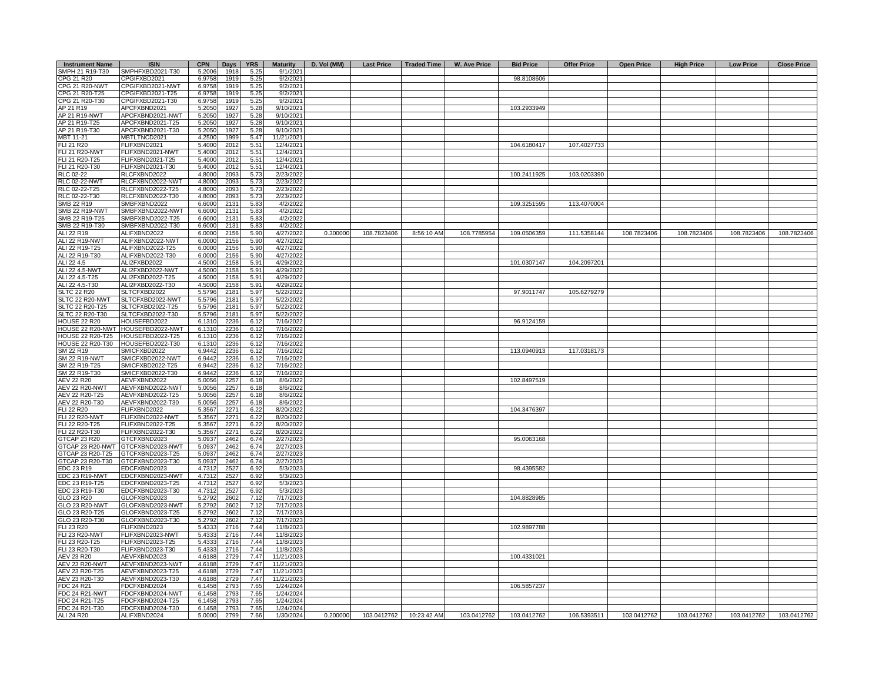| Instrument Name | ISIN | CPN | Days | YRS | Maturity | D. Vol (MM) | Last Price | Traded Time | W. Ave Price | Bid Price | Offer Price | Open Price | High Price | Low Price | Close Price |
|---|---|---|---|---|---|---|---|---|---|---|---|---|---|---|---|
| SMPH 21 R19-T30 | SMPHFXBD2021-T30 | 5.2006 | 1918 | 5.25 | 9/1/2021 | | | | | | | | | | |
| CPG 21 R20 | CPGIFXBD2021 | 6.9758 | 1919 | 5.25 | 9/2/2021 | | | | | 98.8108606 | | | | | |
| CPG 21 R20-NWT | CPGIFXBD2021-NWT | 6.9758 | 1919 | 5.25 | 9/2/2021 | | | | | | | | | | |
| CPG 21 R20-T25 | CPGIFXBD2021-T25 | 6.9758 | 1919 | 5.25 | 9/2/2021 | | | | | | | | | | |
| CPG 21 R20-T30 | CPGIFXBD2021-T30 | 6.9758 | 1919 | 5.25 | 9/2/2021 | | | | | | | | | | |
| AP 21 R19 | APCFXBND2021 | 5.2050 | 1927 | 5.28 | 9/10/2021 | | | | | 103.2933949 | | | | | |
| AP 21 R19-NWT | APCFXBND2021-NWT | 5.2050 | 1927 | 5.28 | 9/10/2021 | | | | | | | | | | |
| AP 21 R19-T25 | APCFXBND2021-T25 | 5.2050 | 1927 | 5.28 | 9/10/2021 | | | | | | | | | | |
| AP 21 R19-T30 | APCFXBND2021-T30 | 5.2050 | 1927 | 5.28 | 9/10/2021 | | | | | | | | | | |
| MBT 11-21 | MBTLTNCD2021 | 4.2500 | 1999 | 5.47 | 11/21/2021 | | | | | | | | | | |
| FLI 21 R20 | FLIFXBND2021 | 5.4000 | 2012 | 5.51 | 12/4/2021 | | | | | 104.6180417 | 107.4027733 | | | | |
| FLI 21 R20-NWT | FLIFXBND2021-NWT | 5.4000 | 2012 | 5.51 | 12/4/2021 | | | | | | | | | | |
| FLI 21 R20-T25 | FLIFXBND2021-T25 | 5.4000 | 2012 | 5.51 | 12/4/2021 | | | | | | | | | | |
| FLI 21 R20-T30 | FLIFXBND2021-T30 | 5.4000 | 2012 | 5.51 | 12/4/2021 | | | | | | | | | | |
| RLC 02-22 | RLCFXBND2022 | 4.8000 | 2093 | 5.73 | 2/23/2022 | | | | | 100.2411925 | 103.0203390 | | | | |
| RLC 02-22-NWT | RLCFXBND2022-NWT | 4.8000 | 2093 | 5.73 | 2/23/2022 | | | | | | | | | | |
| RLC 02-22-T25 | RLCFXBND2022-T25 | 4.8000 | 2093 | 5.73 | 2/23/2022 | | | | | | | | | | |
| RLC 02-22-T30 | RLCFXBND2022-T30 | 4.8000 | 2093 | 5.73 | 2/23/2022 | | | | | | | | | | |
| SMB 22 R19 | SMBFXBND2022 | 6.6000 | 2131 | 5.83 | 4/2/2022 | | | | | 109.3251595 | 113.4070004 | | | | |
| SMB 22 R19-NWT | SMBFXBND2022-NWT | 6.6000 | 2131 | 5.83 | 4/2/2022 | | | | | | | | | | |
| SMB 22 R19-T25 | SMBFXBND2022-T25 | 6.6000 | 2131 | 5.83 | 4/2/2022 | | | | | | | | | | |
| SMB 22 R19-T30 | SMBFXBND2022-T30 | 6.6000 | 2131 | 5.83 | 4/2/2022 | | | | | | | | | | |
| ALI 22 R19 | ALIFXBND2022 | 6.0000 | 2156 | 5.90 | 4/27/2022 | 0.300000 | 108.7823406 | 8:56:10 AM | 108.7785954 | 109.0506359 | 111.5358144 | 108.7823406 | 108.7823406 | 108.7823406 | 108.7823406 |
| ALI 22 R19-NWT | ALIFXBND2022-NWT | 6.0000 | 2156 | 5.90 | 4/27/2022 | | | | | | | | | | |
| ALI 22 R19-T25 | ALIFXBND2022-T25 | 6.0000 | 2156 | 5.90 | 4/27/2022 | | | | | | | | | | |
| ALI 22 R19-T30 | ALIFXBND2022-T30 | 6.0000 | 2156 | 5.90 | 4/27/2022 | | | | | | | | | | |
| ALI 22 4.5 | ALI2FXBD2022 | 4.5000 | 2158 | 5.91 | 4/29/2022 | | | | | 101.0307147 | 104.2097201 | | | | |
| ALI 22 4.5-NWT | ALI2FXBD2022-NWT | 4.5000 | 2158 | 5.91 | 4/29/2022 | | | | | | | | | | |
| ALI 22 4.5-T25 | ALI2FXBD2022-T25 | 4.5000 | 2158 | 5.91 | 4/29/2022 | | | | | | | | | | |
| ALI 22 4.5-T30 | ALI2FXBD2022-T30 | 4.5000 | 2158 | 5.91 | 4/29/2022 | | | | | | | | | | |
| SLTC 22 R20 | SLTCFXBD2022 | 5.5796 | 2181 | 5.97 | 5/22/2022 | | | | | 97.9011747 | 105.6279279 | | | | |
| SLTC 22 R20-NWT | SLTCFXBD2022-NWT | 5.5796 | 2181 | 5.97 | 5/22/2022 | | | | | | | | | | |
| SLTC 22 R20-T25 | SLTCFXBD2022-T25 | 5.5796 | 2181 | 5.97 | 5/22/2022 | | | | | | | | | | |
| SLTC 22 R20-T30 | SLTCFXBD2022-T30 | 5.5796 | 2181 | 5.97 | 5/22/2022 | | | | | | | | | | |
| HOUSE 22 R20 | HOUSEFBD2022 | 6.1310 | 2236 | 6.12 | 7/16/2022 | | | | | 96.9124159 | | | | | |
| HOUSE 22 R20-NWT | HOUSEFBD2022-NWT | 6.1310 | 2236 | 6.12 | 7/16/2022 | | | | | | | | | | |
| HOUSE 22 R20-T25 | HOUSEFBD2022-T25 | 6.1310 | 2236 | 6.12 | 7/16/2022 | | | | | | | | | | |
| HOUSE 22 R20-T30 | HOUSEFBD2022-T30 | 6.1310 | 2236 | 6.12 | 7/16/2022 | | | | | | | | | | |
| SM 22 R19 | SMICFXBD2022 | 6.9442 | 2236 | 6.12 | 7/16/2022 | | | | | 113.0940913 | 117.0318173 | | | | |
| SM 22 R19-NWT | SMICFXBD2022-NWT | 6.9442 | 2236 | 6.12 | 7/16/2022 | | | | | | | | | | |
| SM 22 R19-T25 | SMICFXBD2022-T25 | 6.9442 | 2236 | 6.12 | 7/16/2022 | | | | | | | | | | |
| SM 22 R19-T30 | SMICFXBD2022-T30 | 6.9442 | 2236 | 6.12 | 7/16/2022 | | | | | | | | | | |
| AEV 22 R20 | AEVFXBND2022 | 5.0056 | 2257 | 6.18 | 8/6/2022 | | | | | 102.8497519 | | | | | |
| AEV 22 R20-NWT | AEVFXBND2022-NWT | 5.0056 | 2257 | 6.18 | 8/6/2022 | | | | | | | | | | |
| AEV 22 R20-T25 | AEVFXBND2022-T25 | 5.0056 | 2257 | 6.18 | 8/6/2022 | | | | | | | | | | |
| AEV 22 R20-T30 | AEVFXBND2022-T30 | 5.0056 | 2257 | 6.18 | 8/6/2022 | | | | | | | | | | |
| FLI 22 R20 | FLIFXBND2022 | 5.3567 | 2271 | 6.22 | 8/20/2022 | | | | | 104.3476397 | | | | | |
| FLI 22 R20-NWT | FLIFXBND2022-NWT | 5.3567 | 2271 | 6.22 | 8/20/2022 | | | | | | | | | | |
| FLI 22 R20-T25 | FLIFXBND2022-T25 | 5.3567 | 2271 | 6.22 | 8/20/2022 | | | | | | | | | | |
| FLI 22 R20-T30 | FLIFXBND2022-T30 | 5.3567 | 2271 | 6.22 | 8/20/2022 | | | | | | | | | | |
| GTCAP 23 R20 | GTCFXBND2023 | 5.0937 | 2462 | 6.74 | 2/27/2023 | | | | | 95.0063168 | | | | | |
| GTCAP 23 R20-NWT | GTCFXBND2023-NWT | 5.0937 | 2462 | 6.74 | 2/27/2023 | | | | | | | | | | |
| GTCAP 23 R20-T25 | GTCFXBND2023-T25 | 5.0937 | 2462 | 6.74 | 2/27/2023 | | | | | | | | | | |
| GTCAP 23 R20-T30 | GTCFXBND2023-T30 | 5.0937 | 2462 | 6.74 | 2/27/2023 | | | | | | | | | | |
| EDC 23 R19 | EDCFXBND2023 | 4.7312 | 2527 | 6.92 | 5/3/2023 | | | | | 98.4395582 | | | | | |
| EDC 23 R19-NWT | EDCFXBND2023-NWT | 4.7312 | 2527 | 6.92 | 5/3/2023 | | | | | | | | | | |
| EDC 23 R19-T25 | EDCFXBND2023-T25 | 4.7312 | 2527 | 6.92 | 5/3/2023 | | | | | | | | | | |
| EDC 23 R19-T30 | EDCFXBND2023-T30 | 4.7312 | 2527 | 6.92 | 5/3/2023 | | | | | | | | | | |
| GLO 23 R20 | GLOFXBND2023 | 5.2792 | 2602 | 7.12 | 7/17/2023 | | | | | 104.8828985 | | | | | |
| GLO 23 R20-NWT | GLOFXBND2023-NWT | 5.2792 | 2602 | 7.12 | 7/17/2023 | | | | | | | | | | |
| GLO 23 R20-T25 | GLOFXBND2023-T25 | 5.2792 | 2602 | 7.12 | 7/17/2023 | | | | | | | | | | |
| GLO 23 R20-T30 | GLOFXBND2023-T30 | 5.2792 | 2602 | 7.12 | 7/17/2023 | | | | | | | | | | |
| FLI 23 R20 | FLIFXBND2023 | 5.4333 | 2716 | 7.44 | 11/8/2023 | | | | | 102.9897788 | | | | | |
| FLI 23 R20-NWT | FLIFXBND2023-NWT | 5.4333 | 2716 | 7.44 | 11/8/2023 | | | | | | | | | | |
| FLI 23 R20-T25 | FLIFXBND2023-T25 | 5.4333 | 2716 | 7.44 | 11/8/2023 | | | | | | | | | | |
| FLI 23 R20-T30 | FLIFXBND2023-T30 | 5.4333 | 2716 | 7.44 | 11/8/2023 | | | | | | | | | | |
| AEV 23 R20 | AEVFXBND2023 | 4.6188 | 2729 | 7.47 | 11/21/2023 | | | | | 100.4331021 | | | | | |
| AEV 23 R20-NWT | AEVFXBND2023-NWT | 4.6188 | 2729 | 7.47 | 11/21/2023 | | | | | | | | | | |
| AEV 23 R20-T25 | AEVFXBND2023-T25 | 4.6188 | 2729 | 7.47 | 11/21/2023 | | | | | | | | | | |
| AEV 23 R20-T30 | AEVFXBND2023-T30 | 4.6188 | 2729 | 7.47 | 11/21/2023 | | | | | | | | | | |
| FDC 24 R21 | FDCFXBND2024 | 6.1458 | 2793 | 7.65 | 1/24/2024 | | | | | 106.5857237 | | | | | |
| FDC 24 R21-NWT | FDCFXBND2024-NWT | 6.1458 | 2793 | 7.65 | 1/24/2024 | | | | | | | | | | |
| FDC 24 R21-T25 | FDCFXBND2024-T25 | 6.1458 | 2793 | 7.65 | 1/24/2024 | | | | | | | | | | |
| FDC 24 R21-T30 | FDCFXBND2024-T30 | 6.1458 | 2793 | 7.65 | 1/24/2024 | | | | | | | | | | |
| ALI 24 R20 | ALIFXBND2024 | 5.0000 | 2799 | 7.66 | 1/30/2024 | 0.200000 | 103.0412762 | 10:23:42 AM | 103.0412762 | 103.0412762 | 106.5393511 | 103.0412762 | 103.0412762 | 103.0412762 | 103.0412762 |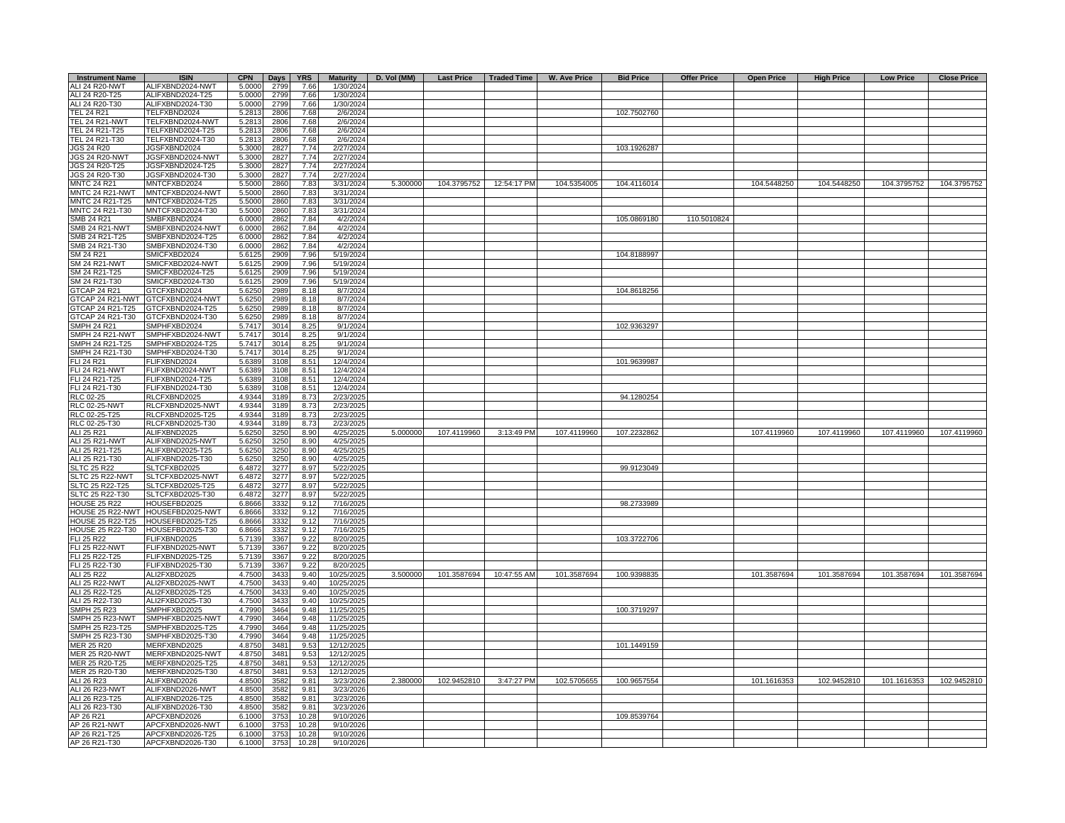| Instrument Name | ISIN | CPN | Days | YRS | Maturity | D. Vol (MM) | Last Price | Traded Time | W. Ave Price | Bid Price | Offer Price | Open Price | High Price | Low Price | Close Price |
|---|---|---|---|---|---|---|---|---|---|---|---|---|---|---|---|
| ALI 24 R20-NWT | ALIFXBND2024-NWT | 5.0000 | 2799 | 7.66 | 1/30/2024 | | | | | | | | | | |
| ALI 24 R20-T25 | ALIFXBND2024-T25 | 5.0000 | 2799 | 7.66 | 1/30/2024 | | | | | | | | | | |
| ALI 24 R20-T30 | ALIFXBND2024-T30 | 5.0000 | 2799 | 7.66 | 1/30/2024 | | | | | | | | | | |
| TEL 24 R21 | TELFXBND2024 | 5.2813 | 2806 | 7.68 | 2/6/2024 | | | | | 102.7502760 | | | | | |
| TEL 24 R21-NWT | TELFXBND2024-NWT | 5.2813 | 2806 | 7.68 | 2/6/2024 | | | | | | | | | | |
| TEL 24 R21-T25 | TELFXBND2024-T25 | 5.2813 | 2806 | 7.68 | 2/6/2024 | | | | | | | | | | |
| TEL 24 R21-T30 | TELFXBND2024-T30 | 5.2813 | 2806 | 7.68 | 2/6/2024 | | | | | | | | | | |
| JGS 24 R20 | JGSFXBND2024 | 5.3000 | 2827 | 7.74 | 2/27/2024 | | | | | 103.1926287 | | | | | |
| JGS 24 R20-NWT | JGSFXBND2024-NWT | 5.3000 | 2827 | 7.74 | 2/27/2024 | | | | | | | | | | |
| JGS 24 R20-T25 | JGSFXBND2024-T25 | 5.3000 | 2827 | 7.74 | 2/27/2024 | | | | | | | | | | |
| JGS 24 R20-T30 | JGSFXBND2024-T30 | 5.3000 | 2827 | 7.74 | 2/27/2024 | | | | | | | | | | |
| MNTC 24 R21 | MNTCFXBD2024 | 5.5000 | 2860 | 7.83 | 3/31/2024 | 5.300000 | 104.3795752 | 12:54:17 PM | 104.5354005 | 104.4116014 | | 104.5448250 | 104.5448250 | 104.3795752 | 104.3795752 |
| MNTC 24 R21-NWT | MNTCFXBD2024-NWT | 5.5000 | 2860 | 7.83 | 3/31/2024 | | | | | | | | | | |
| MNTC 24 R21-T25 | MNTCFXBD2024-T25 | 5.5000 | 2860 | 7.83 | 3/31/2024 | | | | | | | | | | |
| MNTC 24 R21-T30 | MNTCFXBD2024-T30 | 5.5000 | 2860 | 7.83 | 3/31/2024 | | | | | | | | | | |
| SMB 24 R21 | SMBFXBND2024 | 6.0000 | 2862 | 7.84 | 4/2/2024 | | | | | 105.0869180 | 110.5010824 | | | | |
| SMB 24 R21-NWT | SMBFXBND2024-NWT | 6.0000 | 2862 | 7.84 | 4/2/2024 | | | | | | | | | | |
| SMB 24 R21-T25 | SMBFXBND2024-T25 | 6.0000 | 2862 | 7.84 | 4/2/2024 | | | | | | | | | | |
| SMB 24 R21-T30 | SMBFXBND2024-T30 | 6.0000 | 2862 | 7.84 | 4/2/2024 | | | | | | | | | | |
| SM 24 R21 | SMICFXBD2024 | 5.6125 | 2909 | 7.96 | 5/19/2024 | | | | | 104.8188997 | | | | | |
| SM 24 R21-NWT | SMICFXBD2024-NWT | 5.6125 | 2909 | 7.96 | 5/19/2024 | | | | | | | | | | |
| SM 24 R21-T25 | SMICFXBD2024-T25 | 5.6125 | 2909 | 7.96 | 5/19/2024 | | | | | | | | | | |
| SM 24 R21-T30 | SMICFXBD2024-T30 | 5.6125 | 2909 | 7.96 | 5/19/2024 | | | | | | | | | | |
| GTCAP 24 R21 | GTCFXBND2024 | 5.6250 | 2989 | 8.18 | 8/7/2024 | | | | | 104.8618256 | | | | | |
| GTCAP 24 R21-NWT | GTCFXBND2024-NWT | 5.6250 | 2989 | 8.18 | 8/7/2024 | | | | | | | | | | |
| GTCAP 24 R21-T25 | GTCFXBND2024-T25 | 5.6250 | 2989 | 8.18 | 8/7/2024 | | | | | | | | | | |
| GTCAP 24 R21-T30 | GTCFXBND2024-T30 | 5.6250 | 2989 | 8.18 | 8/7/2024 | | | | | | | | | | |
| SMPH 24 R21 | SMPHFXBD2024 | 5.7417 | 3014 | 8.25 | 9/1/2024 | | | | | 102.9363297 | | | | | |
| SMPH 24 R21-NWT | SMPHFXBD2024-NWT | 5.7417 | 3014 | 8.25 | 9/1/2024 | | | | | | | | | | |
| SMPH 24 R21-T25 | SMPHFXBD2024-T25 | 5.7417 | 3014 | 8.25 | 9/1/2024 | | | | | | | | | | |
| SMPH 24 R21-T30 | SMPHFXBD2024-T30 | 5.7417 | 3014 | 8.25 | 9/1/2024 | | | | | | | | | | |
| FLI 24 R21 | FLIFXBND2024 | 5.6389 | 3108 | 8.51 | 12/4/2024 | | | | | 101.9639987 | | | | | |
| FLI 24 R21-NWT | FLIFXBND2024-NWT | 5.6389 | 3108 | 8.51 | 12/4/2024 | | | | | | | | | | |
| FLI 24 R21-T25 | FLIFXBND2024-T25 | 5.6389 | 3108 | 8.51 | 12/4/2024 | | | | | | | | | | |
| FLI 24 R21-T30 | FLIFXBND2024-T30 | 5.6389 | 3108 | 8.51 | 12/4/2024 | | | | | | | | | | |
| RLC 02-25 | RLCFXBND2025 | 4.9344 | 3189 | 8.73 | 2/23/2025 | | | | | 94.1280254 | | | | | |
| RLC 02-25-NWT | RLCFXBND2025-NWT | 4.9344 | 3189 | 8.73 | 2/23/2025 | | | | | | | | | | |
| RLC 02-25-T25 | RLCFXBND2025-T25 | 4.9344 | 3189 | 8.73 | 2/23/2025 | | | | | | | | | | |
| RLC 02-25-T30 | RLCFXBND2025-T30 | 4.9344 | 3189 | 8.73 | 2/23/2025 | | | | | | | | | | |
| ALI 25 R21 | ALIFXBND2025 | 5.6250 | 3250 | 8.90 | 4/25/2025 | 5.000000 | 107.4119960 | 3:13:49 PM | 107.4119960 | 107.2232862 | | 107.4119960 | 107.4119960 | 107.4119960 | 107.4119960 |
| ALI 25 R21-NWT | ALIFXBND2025-NWT | 5.6250 | 3250 | 8.90 | 4/25/2025 | | | | | | | | | | |
| ALI 25 R21-T25 | ALIFXBND2025-T25 | 5.6250 | 3250 | 8.90 | 4/25/2025 | | | | | | | | | | |
| ALI 25 R21-T30 | ALIFXBND2025-T30 | 5.6250 | 3250 | 8.90 | 4/25/2025 | | | | | | | | | | |
| SLTC 25 R22 | SLTCFXBD2025 | 6.4872 | 3277 | 8.97 | 5/22/2025 | | | | | 99.9123049 | | | | | |
| SLTC 25 R22-NWT | SLTCFXBD2025-NWT | 6.4872 | 3277 | 8.97 | 5/22/2025 | | | | | | | | | | |
| SLTC 25 R22-T25 | SLTCFXBD2025-T25 | 6.4872 | 3277 | 8.97 | 5/22/2025 | | | | | | | | | | |
| SLTC 25 R22-T30 | SLTCFXBD2025-T30 | 6.4872 | 3277 | 8.97 | 5/22/2025 | | | | | | | | | | |
| HOUSE 25 R22 | HOUSEFBD2025 | 6.8666 | 3332 | 9.12 | 7/16/2025 | | | | | 98.2733989 | | | | | |
| HOUSE 25 R22-NWT | HOUSEFBD2025-NWT | 6.8666 | 3332 | 9.12 | 7/16/2025 | | | | | | | | | | |
| HOUSE 25 R22-T25 | HOUSEFBD2025-T25 | 6.8666 | 3332 | 9.12 | 7/16/2025 | | | | | | | | | | |
| HOUSE 25 R22-T30 | HOUSEFBD2025-T30 | 6.8666 | 3332 | 9.12 | 7/16/2025 | | | | | | | | | | |
| FLI 25 R22 | FLIFXBND2025 | 5.7139 | 3367 | 9.22 | 8/20/2025 | | | | | 103.3722706 | | | | | |
| FLI 25 R22-NWT | FLIFXBND2025-NWT | 5.7139 | 3367 | 9.22 | 8/20/2025 | | | | | | | | | | |
| FLI 25 R22-T25 | FLIFXBND2025-T25 | 5.7139 | 3367 | 9.22 | 8/20/2025 | | | | | | | | | | |
| FLI 25 R22-T30 | FLIFXBND2025-T30 | 5.7139 | 3367 | 9.22 | 8/20/2025 | | | | | | | | | | |
| ALI 25 R22 | ALI2FXBD2025 | 4.7500 | 3433 | 9.40 | 10/25/2025 | 3.500000 | 101.3587694 | 10:47:55 AM | 101.3587694 | 100.9398835 | | 101.3587694 | 101.3587694 | 101.3587694 | 101.3587694 |
| ALI 25 R22-NWT | ALI2FXBD2025-NWT | 4.7500 | 3433 | 9.40 | 10/25/2025 | | | | | | | | | | |
| ALI 25 R22-T25 | ALI2FXBD2025-T25 | 4.7500 | 3433 | 9.40 | 10/25/2025 | | | | | | | | | | |
| ALI 25 R22-T30 | ALI2FXBD2025-T30 | 4.7500 | 3433 | 9.40 | 10/25/2025 | | | | | | | | | | |
| SMPH 25 R23 | SMPHFXBD2025 | 4.7990 | 3464 | 9.48 | 11/25/2025 | | | | | 100.3719297 | | | | | |
| SMPH 25 R23-NWT | SMPHFXBD2025-NWT | 4.7990 | 3464 | 9.48 | 11/25/2025 | | | | | | | | | | |
| SMPH 25 R23-T25 | SMPHFXBD2025-T25 | 4.7990 | 3464 | 9.48 | 11/25/2025 | | | | | | | | | | |
| SMPH 25 R23-T30 | SMPHFXBD2025-T30 | 4.7990 | 3464 | 9.48 | 11/25/2025 | | | | | | | | | | |
| MER 25 R20 | MERFXBND2025 | 4.8750 | 3481 | 9.53 | 12/12/2025 | | | | | 101.1449159 | | | | | |
| MER 25 R20-NWT | MERFXBND2025-NWT | 4.8750 | 3481 | 9.53 | 12/12/2025 | | | | | | | | | | |
| MER 25 R20-T25 | MERFXBND2025-T25 | 4.8750 | 3481 | 9.53 | 12/12/2025 | | | | | | | | | | |
| MER 25 R20-T30 | MERFXBND2025-T30 | 4.8750 | 3481 | 9.53 | 12/12/2025 | | | | | | | | | | |
| ALI 26 R23 | ALIFXBND2026 | 4.8500 | 3582 | 9.81 | 3/23/2026 | 2.380000 | 102.9452810 | 3:47:27 PM | 102.5705655 | 100.9657554 | | 101.1616353 | 102.9452810 | 101.1616353 | 102.9452810 |
| ALI 26 R23-NWT | ALIFXBND2026-NWT | 4.8500 | 3582 | 9.81 | 3/23/2026 | | | | | | | | | | |
| ALI 26 R23-T25 | ALIFXBND2026-T25 | 4.8500 | 3582 | 9.81 | 3/23/2026 | | | | | | | | | | |
| ALI 26 R23-T30 | ALIFXBND2026-T30 | 4.8500 | 3582 | 9.81 | 3/23/2026 | | | | | | | | | | |
| AP 26 R21 | APCFXBND2026 | 6.1000 | 3753 | 10.28 | 9/10/2026 | | | | | 109.8539764 | | | | | |
| AP 26 R21-NWT | APCFXBND2026-NWT | 6.1000 | 3753 | 10.28 | 9/10/2026 | | | | | | | | | | |
| AP 26 R21-T25 | APCFXBND2026-T25 | 6.1000 | 3753 | 10.28 | 9/10/2026 | | | | | | | | | | |
| AP 26 R21-T30 | APCFXBND2026-T30 | 6.1000 | 3753 | 10.28 | 9/10/2026 | | | | | | | | | | |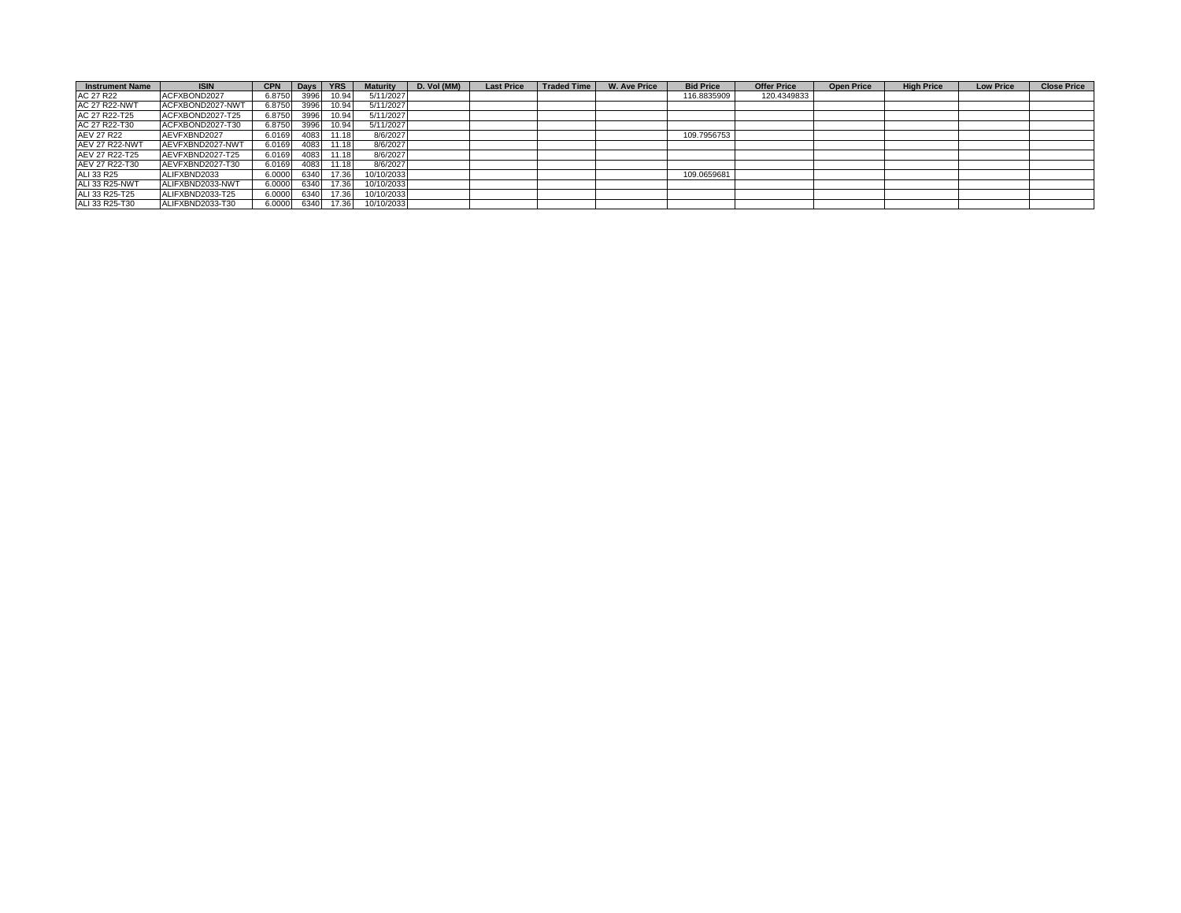| Instrument Name | ISIN | CPN | Days | YRS | Maturity | D. Vol (MM) | Last Price | Traded Time | W. Ave Price | Bid Price | Offer Price | Open Price | High Price | Low Price | Close Price |
|---|---|---|---|---|---|---|---|---|---|---|---|---|---|---|---|
| AC 27 R22 | ACFXBOND2027 | 6.8750 | 3996 | 10.94 | 5/11/2027 | | | | | 116.8835909 | 120.4349833 | | | | |
| AC 27 R22-NWT | ACFXBOND2027-NWT | 6.8750 | 3996 | 10.94 | 5/11/2027 | | | | | | | | | | |
| AC 27 R22-T25 | ACFXBOND2027-T25 | 6.8750 | 3996 | 10.94 | 5/11/2027 | | | | | | | | | | |
| AC 27 R22-T30 | ACFXBOND2027-T30 | 6.8750 | 3996 | 10.94 | 5/11/2027 | | | | | | | | | | |
| AEV 27 R22 | AEVFXBND2027 | 6.0169 | 4083 | 11.18 | 8/6/2027 | | | | | 109.7956753 | | | | | |
| AEV 27 R22-NWT | AEVFXBND2027-NWT | 6.0169 | 4083 | 11.18 | 8/6/2027 | | | | | | | | | | |
| AEV 27 R22-T25 | AEVFXBND2027-T25 | 6.0169 | 4083 | 11.18 | 8/6/2027 | | | | | | | | | | |
| AEV 27 R22-T30 | AEVFXBND2027-T30 | 6.0169 | 4083 | 11.18 | 8/6/2027 | | | | | | | | | | |
| ALI 33 R25 | ALIFXBND2033 | 6.0000 | 6340 | 17.36 | 10/10/2033 | | | | | 109.0659681 | | | | | |
| ALI 33 R25-NWT | ALIFXBND2033-NWT | 6.0000 | 6340 | 17.36 | 10/10/2033 | | | | | | | | | | |
| ALI 33 R25-T25 | ALIFXBND2033-T25 | 6.0000 | 6340 | 17.36 | 10/10/2033 | | | | | | | | | | |
| ALI 33 R25-T30 | ALIFXBND2033-T30 | 6.0000 | 6340 | 17.36 | 10/10/2033 | | | | | | | | | | |